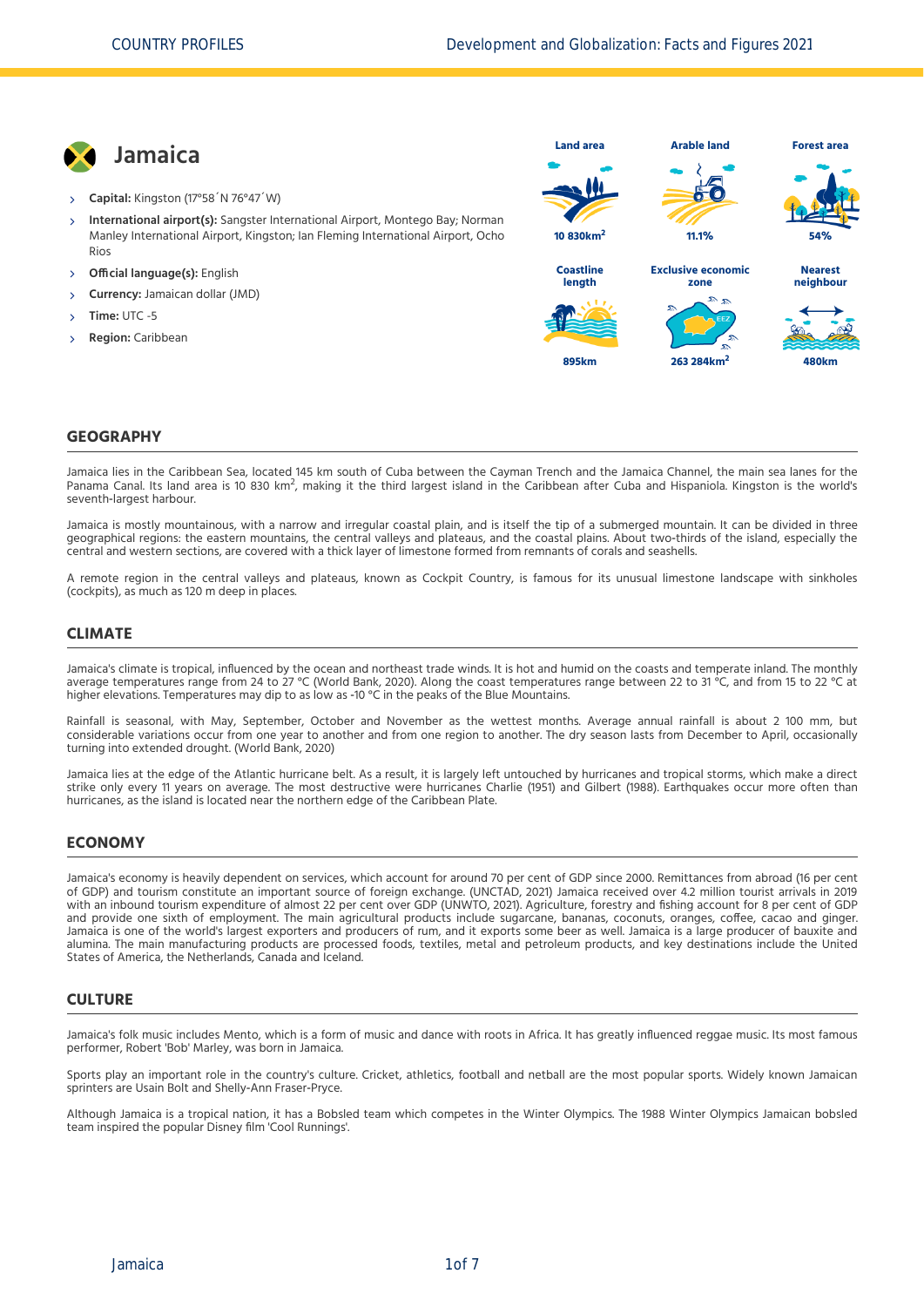# Jamaica

- **Capital:** Kingston (17°58´N 76°47´W)
- **International airport(s):** Sangster International Airport, Montego Bay; Norman Manley International Airport, Kingston; Ian Fleming International Airport, Ocho Rios
- **Official language(s):** English
- **Currency:** Jamaican dollar (JMD)
- **Time:** UTC -5
- **Region:** Caribbean

| Land area | Arable land | Forest area |
| --- | --- | --- |
| 10 830km$^2$ | 11.1% | 54% |

| Coastline length | Exclusive economic zone | Nearest neighbour |
| --- | --- | --- |
| 895km | 263 284km$^2$ | 480km |

## GEOGRAPHY

Jamaica lies in the Caribbean Sea, located 145 km south of Cuba between the Cayman Trench and the Jamaica Channel, the main sea lanes for the Panama Canal. Its land area is 10 830 km$^2$, making it the third largest island in the Caribbean after Cuba and Hispaniola. Kingston is the world's seventh-largest harbour.

Jamaica is mostly mountainous, with a narrow and irregular coastal plain, and is itself the tip of a submerged mountain. It can be divided in three geographical regions: the eastern mountains, the central valleys and plateaus, and the coastal plains. About two-thirds of the island, especially the central and western sections, are covered with a thick layer of limestone formed from remnants of corals and seashells.

A remote region in the central valleys and plateaus, known as Cockpit Country, is famous for its unusual limestone landscape with sinkholes (cockpits), as much as 120 m deep in places.

## CLIMATE

Jamaica's climate is tropical, influenced by the ocean and northeast trade winds. It is hot and humid on the coasts and temperate inland. The monthly average temperatures range from 24 to 27 °C (World Bank, 2020). Along the coast temperatures range between 22 to 31 °C, and from 15 to 22 °C at higher elevations. Temperatures may dip to as low as -10 °C in the peaks of the Blue Mountains.

Rainfall is seasonal, with May, September, October and November as the wettest months. Average annual rainfall is about 2 100 mm, but considerable variations occur from one year to another and from one region to another. The dry season lasts from December to April, occasionally turning into extended drought. (World Bank, 2020)

Jamaica lies at the edge of the Atlantic hurricane belt. As a result, it is largely left untouched by hurricanes and tropical storms, which make a direct strike only every 11 years on average. The most destructive were hurricanes Charlie (1951) and Gilbert (1988). Earthquakes occur more often than hurricanes, as the island is located near the northern edge of the Caribbean Plate.

## ECONOMY

Jamaica's economy is heavily dependent on services, which account for around 70 per cent of GDP since 2000. Remittances from abroad (16 per cent of GDP) and tourism constitute an important source of foreign exchange. (UNCTAD, 2021) Jamaica received over 4.2 million tourist arrivals in 2019 with an inbound tourism expenditure of almost 22 per cent over GDP (UNWTO, 2021). Agriculture, forestry and fishing account for 8 per cent of GDP and provide one sixth of employment. The main agricultural products include sugarcane, bananas, coconuts, oranges, coffee, cacao and ginger. Jamaica is one of the world's largest exporters and producers of rum, and it exports some beer as well. Jamaica is a large producer of bauxite and alumina. The main manufacturing products are processed foods, textiles, metal and petroleum products, and key destinations include the United States of America, the Netherlands, Canada and Iceland.

## CULTURE

Jamaica's folk music includes Mento, which is a form of music and dance with roots in Africa. It has greatly influenced reggae music. Its most famous performer, Robert 'Bob' Marley, was born in Jamaica.

Sports play an important role in the country's culture. Cricket, athletics, football and netball are the most popular sports. Widely known Jamaican sprinters are Usain Bolt and Shelly-Ann Fraser-Pryce.

Although Jamaica is a tropical nation, it has a Bobsled team which competes in the Winter Olympics. The 1988 Winter Olympics Jamaican bobsled team inspired the popular Disney film 'Cool Runnings'.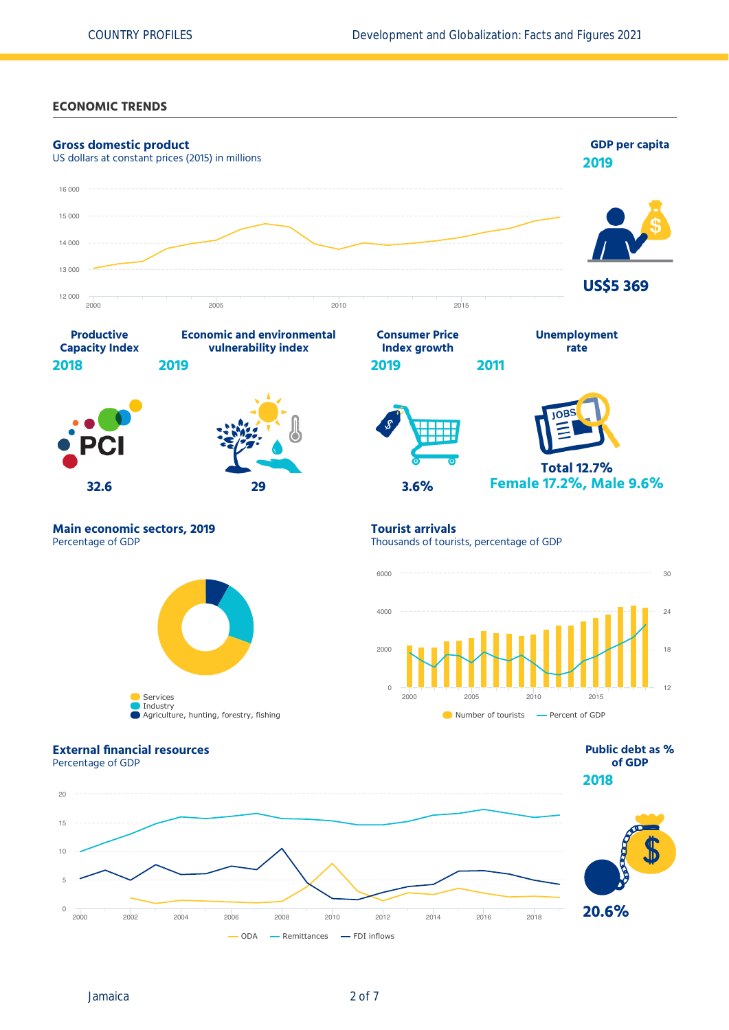## ECONOMIC TRENDS

### Gross domestic product

US dollars at constant prices (2015) in millions

16 000
15 000
14 000
13 000
12 000

2000 2005 2010 2015

### GDP per capita

**2019**

**US$5 369**

### Productive Capacity Index

**2018**

**32.6**

### Economic and environmental vulnerability index

**2019**

**29**

### Consumer Price Index growth

**2019**

**3.6%**

### Unemployment rate

**2011**

**Total 12.7%**
**Female 17.2%, Male 9.6%**

### Main economic sectors, 2019

Percentage of GDP

- Services
- Industry
- Agriculture, hunting, forestry, fishing

### Tourist arrivals

Thousands of tourists, percentage of GDP

6000 / 4000 / 2000 / 0
30 / 24 / 18 / 12

2000 2005 2010 2015

Number of tourists — Percent of GDP

### External financial resources

Percentage of GDP

20 / 15 / 10 / 5 / 0

2000 2002 2004 2006 2008 2010 2012 2014 2016 2018

ODA — Remittances — FDI inflows

### Public debt as % of GDP

**2018**

**20.6%**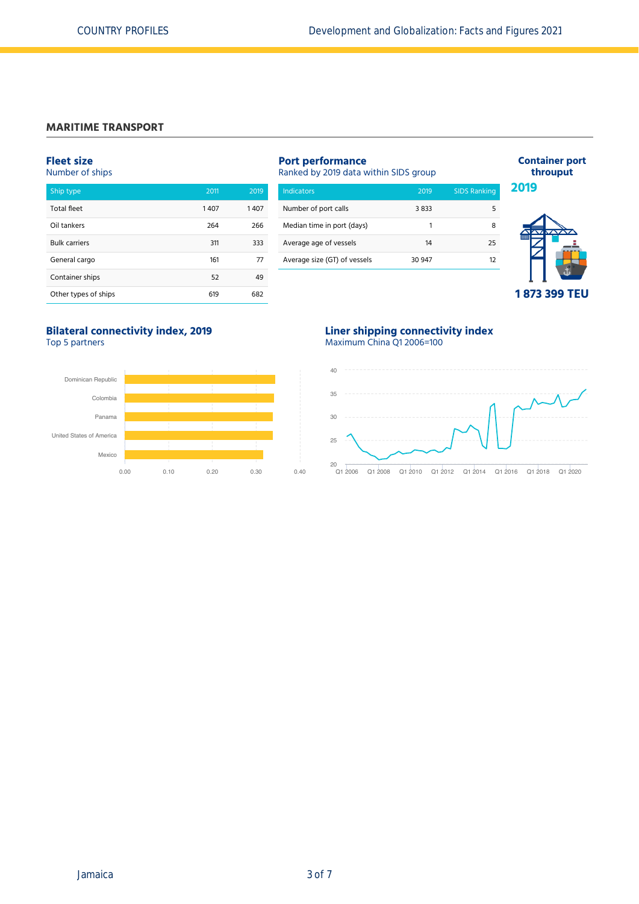## MARITIME TRANSPORT

### Fleet size

Number of ships

| Ship type | 2011 | 2019 |
|---|---|---|
| Total fleet | 1 407 | 1 407 |
| Oil tankers | 264 | 266 |
| Bulk carriers | 311 | 333 |
| General cargo | 161 | 77 |
| Container ships | 52 | 49 |
| Other types of ships | 619 | 682 |

### Port performance

Ranked by 2019 data within SIDS group

| Indicators | 2019 | SIDS Ranking |
|---|---|---|
| Number of port calls | 3 833 | 5 |
| Median time in port (days) | 1 | 8 |
| Average age of vessels | 14 | 25 |
| Average size (GT) of vessels | 30 947 | 12 |

### Container port throuput

**2019**

**1 873 399 TEU**

### Bilateral connectivity index, 2019

Top 5 partners

Dominican Republic, Colombia, Panama, United States of America, Mexico

0.00 0.10 0.20 0.30 0.40

### Liner shipping connectivity index

Maximum China Q1 2006=100

Q1 2006, Q1 2008, Q1 2010, Q1 2012, Q1 2014, Q1 2016, Q1 2018, Q1 2020

20 25 30 35 40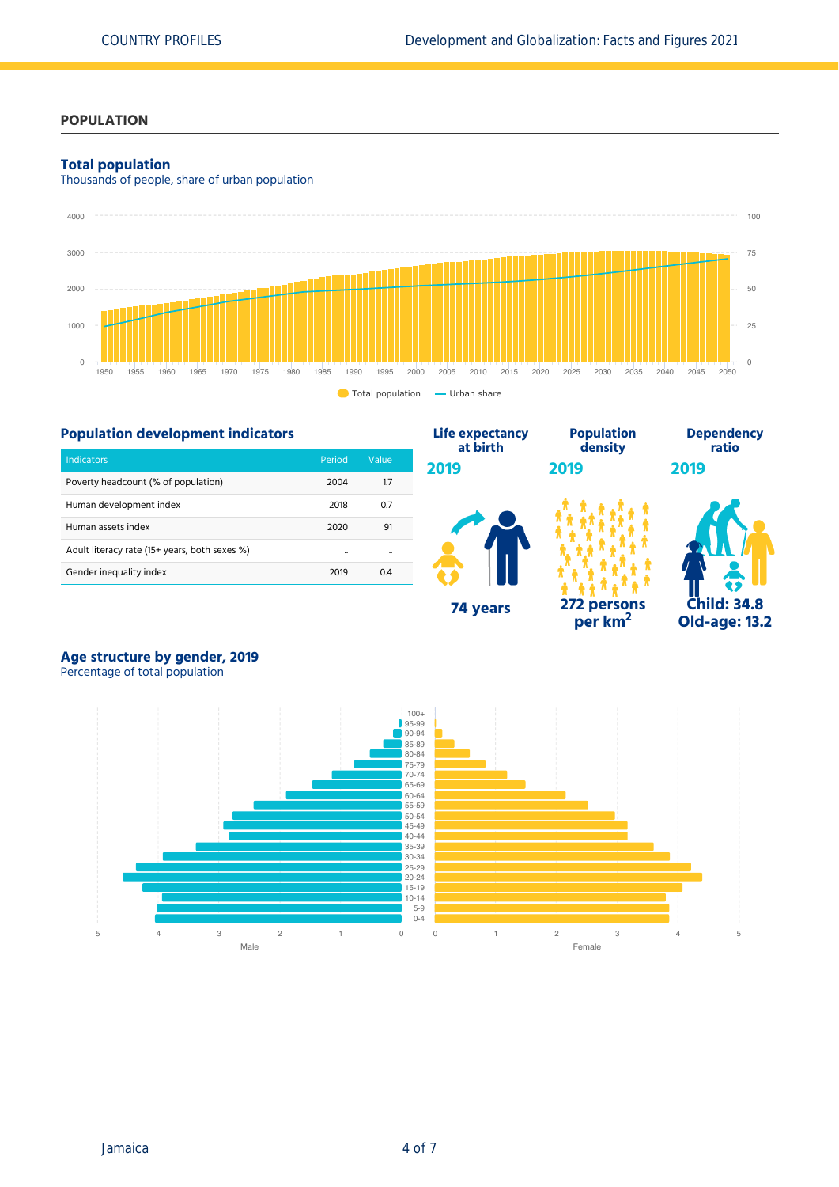## POPULATION

### Total population

Thousands of people, share of urban population

Total population — Urban share

### Population development indicators

| Indicators | Period | Value |
|---|---|---|
| Poverty headcount (% of population) | 2004 | 1.7 |
| Human development index | 2018 | 0.7 |
| Human assets index | 2020 | 91 |
| Adult literacy rate (15+ years, both sexes %) | .. | .. |
| Gender inequality index | 2019 | 0.4 |

**Life expectancy at birth**
**2019**
**74 years**

**Population density**
**2019**
**272 persons per km$^2$**

**Dependency ratio**
**2019**
**Child: 34.8**
**Old-age: 13.2**

### Age structure by gender, 2019

Percentage of total population

Male — Female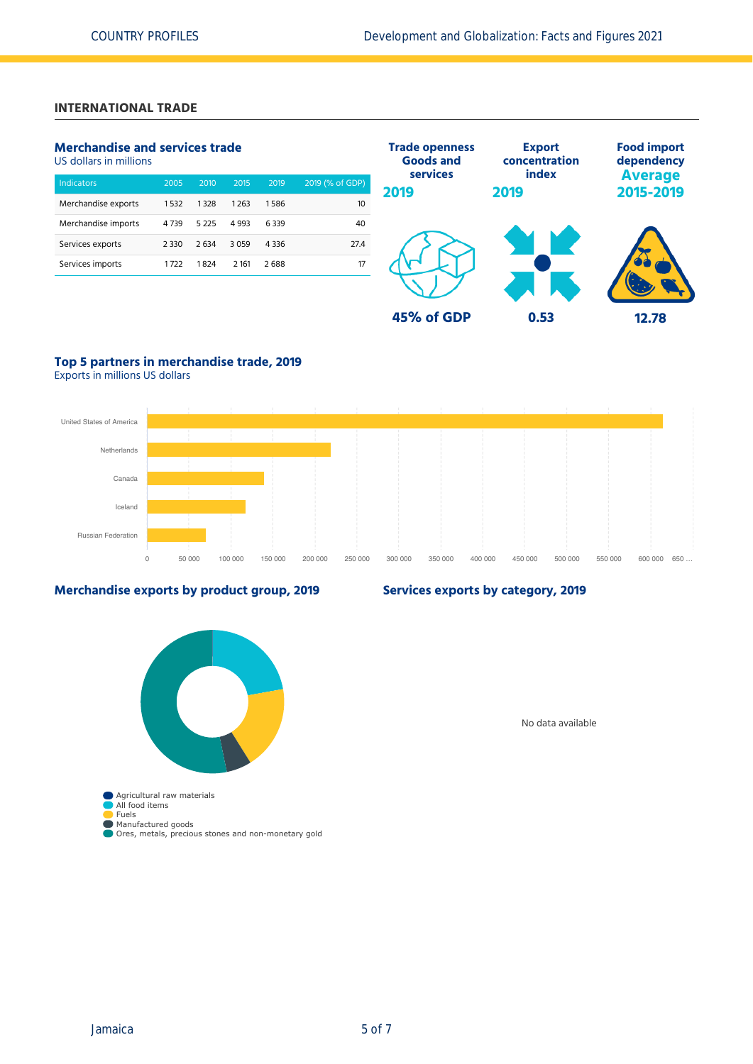## INTERNATIONAL TRADE

### Merchandise and services trade

US dollars in millions

| Indicators | 2005 | 2010 | 2015 | 2019 | 2019 (% of GDP) |
|---|---|---|---|---|---|
| Merchandise exports | 1 532 | 1 328 | 1 263 | 1 586 | 10 |
| Merchandise imports | 4 739 | 5 225 | 4 993 | 6 339 | 40 |
| Services exports | 2 330 | 2 634 | 3 059 | 4 336 | 27.4 |
| Services imports | 1 722 | 1 824 | 2 161 | 2 688 | 17 |

**Trade openness Goods and services 2019**

45% of GDP

**Export concentration index 2019**

0.53

**Food import dependency Average 2015-2019**

12.78

### Top 5 partners in merchandise trade, 2019

Exports in millions US dollars

United States of America, Netherlands, Canada, Iceland, Russian Federation

0, 50 000, 100 000, 150 000, 200 000, 250 000, 300 000, 350 000, 400 000, 450 000, 500 000, 550 000, 600 000, 650 ...

### Merchandise exports by product group, 2019

- Agricultural raw materials
- All food items
- Fuels
- Manufactured goods
- Ores, metals, precious stones and non-monetary gold

### Services exports by category, 2019

No data available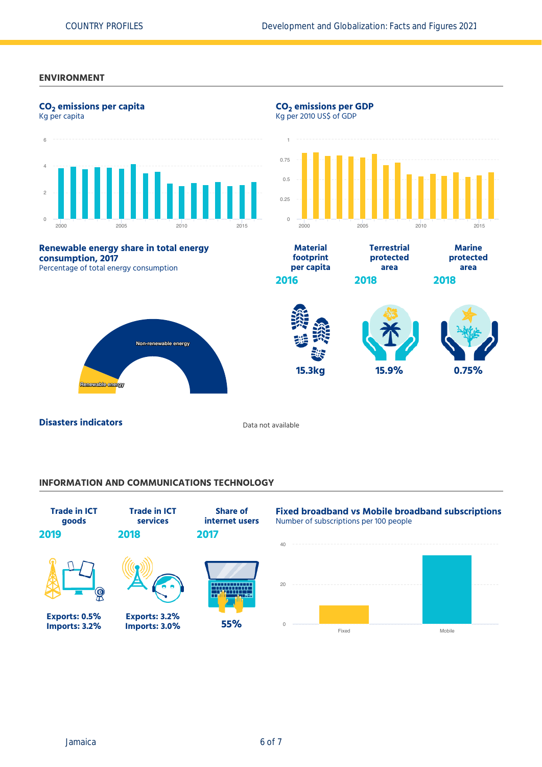## ENVIRONMENT

### $CO_2$ emissions per capita
Kg per capita

### $CO_2$ emissions per GDP
Kg per 2010 US$ of GDP

### Renewable energy share in total energy consumption, 2017
Percentage of total energy consumption

Non-renewable energy

Renewable energy

| Material footprint per capita | Terrestrial protected area | Marine protected area |
|---|---|---|
| 2016 | 2018 | 2018 |
| 15.3kg | 15.9% | 0.75% |

### Disasters indicators

Data not available

## INFORMATION AND COMMUNICATIONS TECHNOLOGY

| Trade in ICT goods | Trade in ICT services | Share of internet users |
|---|---|---|
| 2019 | 2018 | 2017 |
| Exports: 0.5% Imports: 3.2% | Exports: 3.2% Imports: 3.0% | 55% |

### Fixed broadband vs Mobile broadband subscriptions
Number of subscriptions per 100 people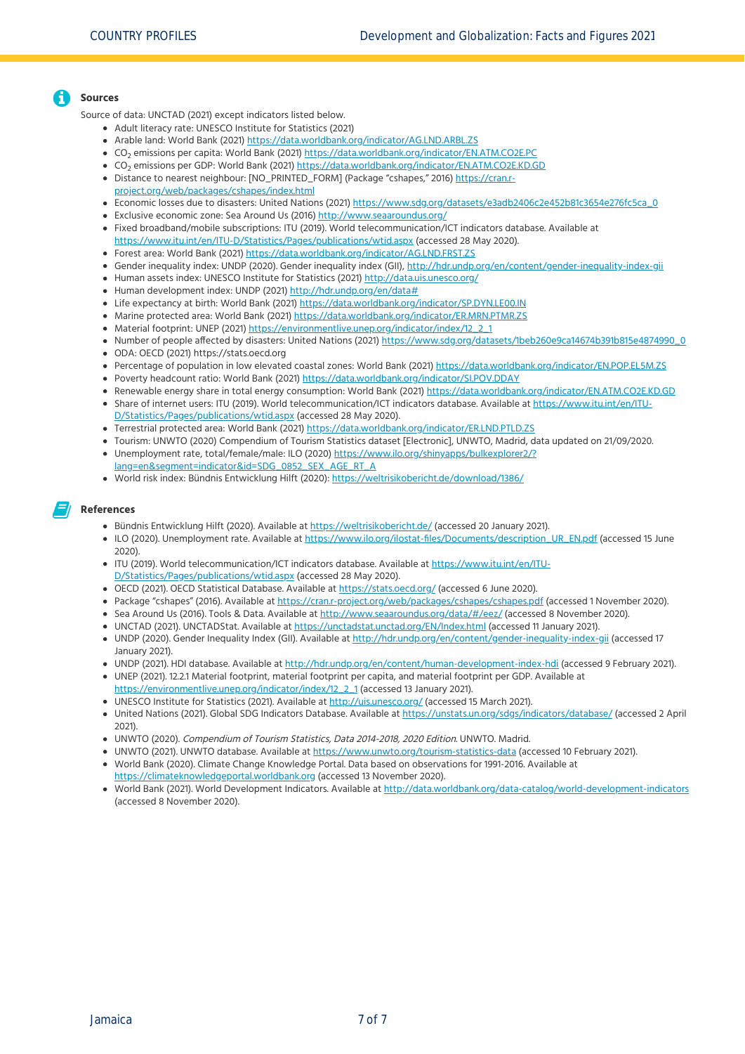## Sources

Source of data: UNCTAD (2021) except indicators listed below.

- Adult literacy rate: UNESCO Institute for Statistics (2021)
- Arable land: World Bank (2021) https://data.worldbank.org/indicator/AG.LND.ARBL.ZS
- $CO_2$ emissions per capita: World Bank (2021) https://data.worldbank.org/indicator/EN.ATM.CO2E.PC
- $CO_2$ emissions per GDP: World Bank (2021) https://data.worldbank.org/indicator/EN.ATM.CO2E.KD.GD
- Distance to nearest neighbour: [NO_PRINTED_FORM] (Package "cshapes," 2016) https://cran.r-project.org/web/packages/cshapes/index.html
- Economic losses due to disasters: United Nations (2021) https://www.sdg.org/datasets/e3adb2406c2e452b81c3654e276fc5ca_0
- Exclusive economic zone: Sea Around Us (2016) http://www.seaaroundus.org/
- Fixed broadband/mobile subscriptions: ITU (2019). World telecommunication/ICT indicators database. Available at https://www.itu.int/en/ITU-D/Statistics/Pages/publications/wtid.aspx (accessed 28 May 2020).
- Forest area: World Bank (2021) https://data.worldbank.org/indicator/AG.LND.FRST.ZS
- Gender inequality index: UNDP (2020). Gender inequality index (GII), http://hdr.undp.org/en/content/gender-inequality-index-gii
- Human assets index: UNESCO Institute for Statistics (2021) http://data.uis.unesco.org/
- Human development index: UNDP (2021) http://hdr.undp.org/en/data#
- Life expectancy at birth: World Bank (2021) https://data.worldbank.org/indicator/SP.DYN.LE00.IN
- Marine protected area: World Bank (2021) https://data.worldbank.org/indicator/ER.MRN.PTMR.ZS
- Material footprint: UNEP (2021) https://environmentlive.unep.org/indicator/index/12_2_1
- Number of people affected by disasters: United Nations (2021) https://www.sdg.org/datasets/1beb260e9ca14674b391b815e4874990_0
- ODA: OECD (2021) https://stats.oecd.org
- Percentage of population in low elevated coastal zones: World Bank (2021) https://data.worldbank.org/indicator/EN.POP.EL5M.ZS
- Poverty headcount ratio: World Bank (2021) https://data.worldbank.org/indicator/SI.POV.DDAY
- Renewable energy share in total energy consumption: World Bank (2021) https://data.worldbank.org/indicator/EN.ATM.CO2E.KD.GD
- Share of internet users: ITU (2019). World telecommunication/ICT indicators database. Available at https://www.itu.int/en/ITU-D/Statistics/Pages/publications/wtid.aspx (accessed 28 May 2020).
- Terrestrial protected area: World Bank (2021) https://data.worldbank.org/indicator/ER.LND.PTLD.ZS
- Tourism: UNWTO (2020) Compendium of Tourism Statistics dataset [Electronic], UNWTO, Madrid, data updated on 21/09/2020.
- Unemployment rate, total/female/male: ILO (2020) https://www.ilo.org/shinyapps/bulkexplorer2/?lang=en&segment=indicator&id=SDG_0852_SEX_AGE_RT_A
- World risk index: Bündnis Entwicklung Hilft (2020): https://weltrisikobericht.de/download/1386/

## References

- Bündnis Entwicklung Hilft (2020). Available at https://weltrisikobericht.de/ (accessed 20 January 2021).
- ILO (2020). Unemployment rate. Available at https://www.ilo.org/ilostat-files/Documents/description_UR_EN.pdf (accessed 15 June 2020).
- ITU (2019). World telecommunication/ICT indicators database. Available at https://www.itu.int/en/ITU-D/Statistics/Pages/publications/wtid.aspx (accessed 28 May 2020).
- OECD (2021). OECD Statistical Database. Available at https://stats.oecd.org/ (accessed 6 June 2020).
- Package "cshapes" (2016). Available at https://cran.r-project.org/web/packages/cshapes/cshapes.pdf (accessed 1 November 2020).
- Sea Around Us (2016). Tools & Data. Available at http://www.seaaroundus.org/data/#/eez/ (accessed 8 November 2020).
- UNCTAD (2021). UNCTADStat. Available at https://unctadstat.unctad.org/EN/Index.html (accessed 11 January 2021).
- UNDP (2020). Gender Inequality Index (GII). Available at http://hdr.undp.org/en/content/gender-inequality-index-gii (accessed 17 January 2021).
- UNDP (2021). HDI database. Available at http://hdr.undp.org/en/content/human-development-index-hdi (accessed 9 February 2021).
- UNEP (2021). 12.2.1 Material footprint, material footprint per capita, and material footprint per GDP. Available at https://environmentlive.unep.org/indicator/index/12_2_1 (accessed 13 January 2021).
- UNESCO Institute for Statistics (2021). Available at http://uis.unesco.org/ (accessed 15 March 2021).
- United Nations (2021). Global SDG Indicators Database. Available at https://unstats.un.org/sdgs/indicators/database/ (accessed 2 April 2021).
- UNWTO (2020). *Compendium of Tourism Statistics, Data 2014-2018, 2020 Edition*. UNWTO. Madrid.
- UNWTO (2021). UNWTO database. Available at https://www.unwto.org/tourism-statistics-data (accessed 10 February 2021).
- World Bank (2020). Climate Change Knowledge Portal. Data based on observations for 1991-2016. Available at https://climateknowledgeportal.worldbank.org (accessed 13 November 2020).
- World Bank (2021). World Development Indicators. Available at http://data.worldbank.org/data-catalog/world-development-indicators (accessed 8 November 2020).